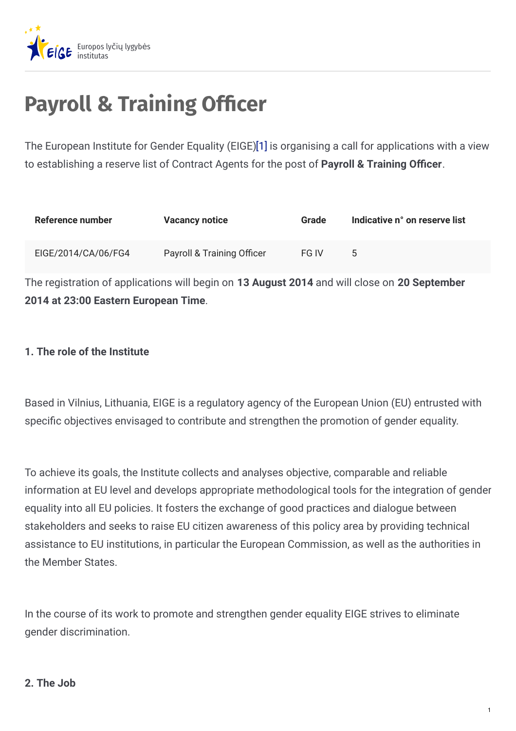Europos lyčių lygybės institutas

# Payroll & Training Officer

The European Institute for Gender Equality (EIGE)[1] is organising a call for applications with a view to establishing a reserve list of Contract Agents for the post of **Payroll & Training Officer**.

| Reference number | Vacancy notice | Grade | Indicative n° on reserve list |
|---|---|---|---|
| EIGE/2014/CA/06/FG4 | Payroll & Training Officer | FG IV | 5 |

The registration of applications will begin on **13 August 2014** and will close on **20 September 2014 at 23:00 Eastern European Time**.

**1. The role of the Institute**

Based in Vilnius, Lithuania, EIGE is a regulatory agency of the European Union (EU) entrusted with specific objectives envisaged to contribute and strengthen the promotion of gender equality.

To achieve its goals, the Institute collects and analyses objective, comparable and reliable information at EU level and develops appropriate methodological tools for the integration of gender equality into all EU policies. It fosters the exchange of good practices and dialogue between stakeholders and seeks to raise EU citizen awareness of this policy area by providing technical assistance to EU institutions, in particular the European Commission, as well as the authorities in the Member States.

In the course of its work to promote and strengthen gender equality EIGE strives to eliminate gender discrimination.

**2. The Job**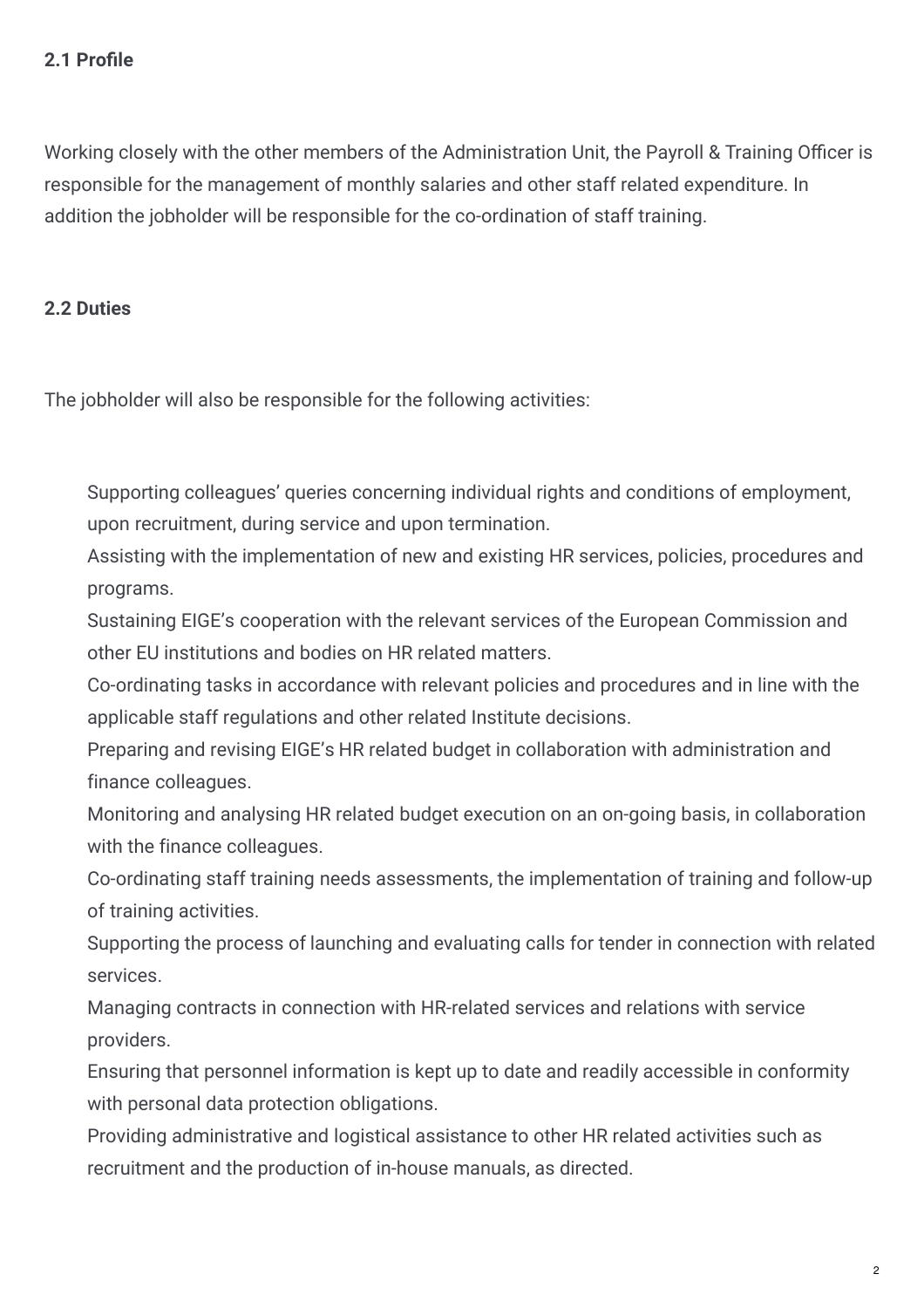**2.1 Profile**

Working closely with the other members of the Administration Unit, the Payroll & Training Officer is responsible for the management of monthly salaries and other staff related expenditure. In addition the jobholder will be responsible for the co-ordination of staff training.

**2.2 Duties**

The jobholder will also be responsible for the following activities:

- Supporting colleagues' queries concerning individual rights and conditions of employment, upon recruitment, during service and upon termination.
- Assisting with the implementation of new and existing HR services, policies, procedures and programs.
- Sustaining EIGE's cooperation with the relevant services of the European Commission and other EU institutions and bodies on HR related matters.
- Co-ordinating tasks in accordance with relevant policies and procedures and in line with the applicable staff regulations and other related Institute decisions.
- Preparing and revising EIGE's HR related budget in collaboration with administration and finance colleagues.
- Monitoring and analysing HR related budget execution on an on-going basis, in collaboration with the finance colleagues.
- Co-ordinating staff training needs assessments, the implementation of training and follow-up of training activities.
- Supporting the process of launching and evaluating calls for tender in connection with related services.
- Managing contracts in connection with HR-related services and relations with service providers.
- Ensuring that personnel information is kept up to date and readily accessible in conformity with personal data protection obligations.
- Providing administrative and logistical assistance to other HR related activities such as recruitment and the production of in-house manuals, as directed.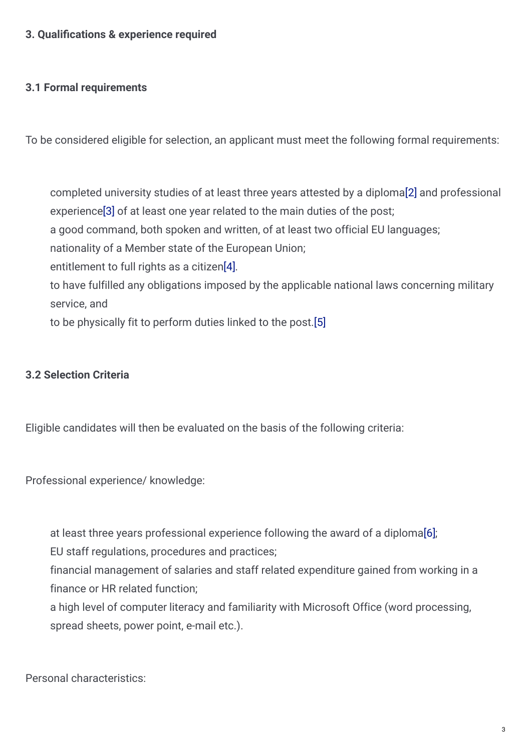**3. Qualifications & experience required**

**3.1 Formal requirements**

To be considered eligible for selection, an applicant must meet the following formal requirements:

- completed university studies of at least three years attested by a diploma[2] and professional experience[3] of at least one year related to the main duties of the post;
- a good command, both spoken and written, of at least two official EU languages;
- nationality of a Member state of the European Union;
- entitlement to full rights as a citizen[4].
- to have fulfilled any obligations imposed by the applicable national laws concerning military service, and
- to be physically fit to perform duties linked to the post.[5]

**3.2 Selection Criteria**

Eligible candidates will then be evaluated on the basis of the following criteria:

Professional experience/ knowledge:

- at least three years professional experience following the award of a diploma[6];
- EU staff regulations, procedures and practices;
- financial management of salaries and staff related expenditure gained from working in a finance or HR related function;
- a high level of computer literacy and familiarity with Microsoft Office (word processing, spread sheets, power point, e-mail etc.).

Personal characteristics: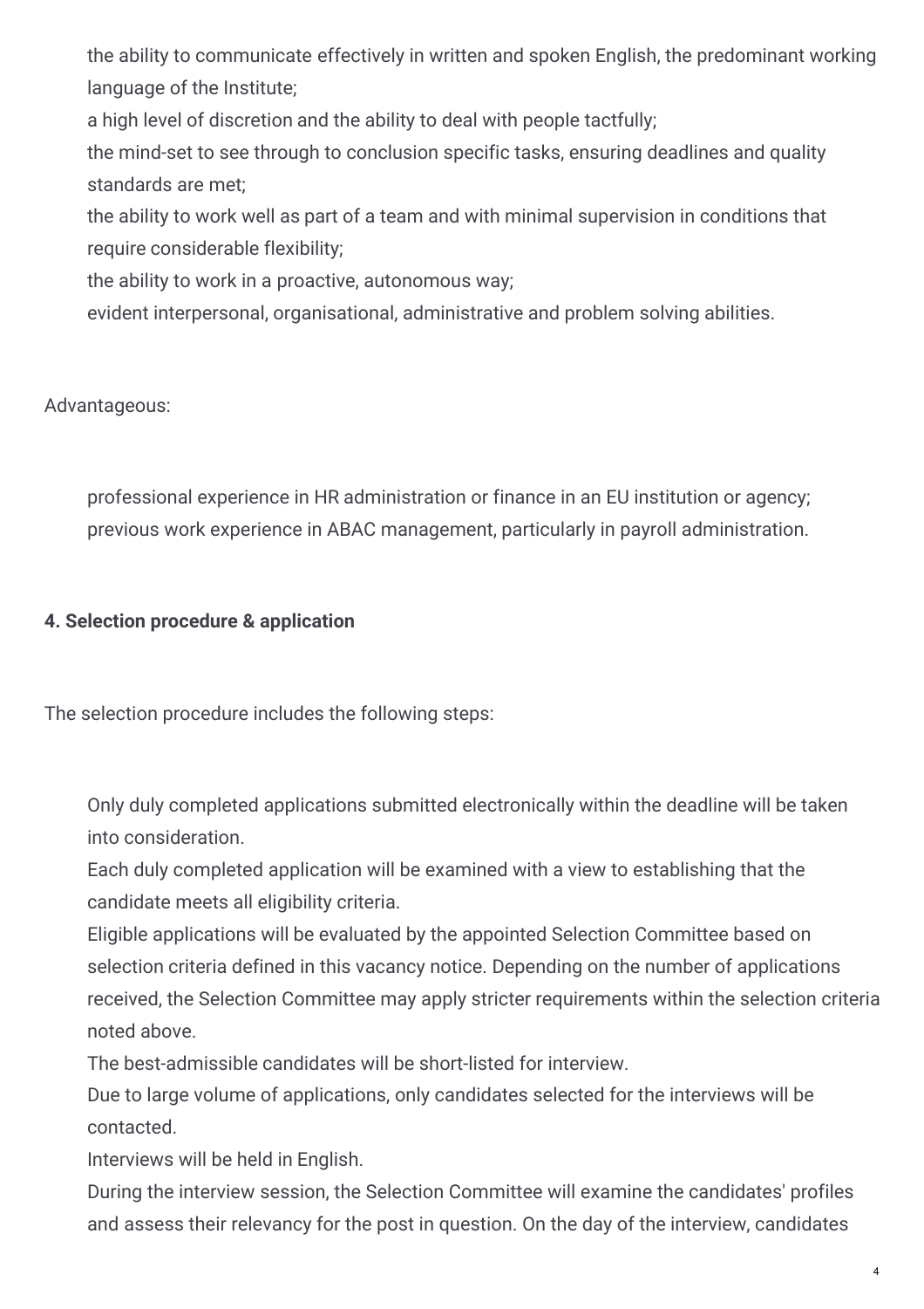- the ability to communicate effectively in written and spoken English, the predominant working language of the Institute;
- a high level of discretion and the ability to deal with people tactfully;
- the mind-set to see through to conclusion specific tasks, ensuring deadlines and quality standards are met;
- the ability to work well as part of a team and with minimal supervision in conditions that require considerable flexibility;
- the ability to work in a proactive, autonomous way;
- evident interpersonal, organisational, administrative and problem solving abilities.

Advantageous:

- professional experience in HR administration or finance in an EU institution or agency;
- previous work experience in ABAC management, particularly in payroll administration.

**4. Selection procedure & application**

The selection procedure includes the following steps:

- Only duly completed applications submitted electronically within the deadline will be taken into consideration.
- Each duly completed application will be examined with a view to establishing that the candidate meets all eligibility criteria.
- Eligible applications will be evaluated by the appointed Selection Committee based on selection criteria defined in this vacancy notice. Depending on the number of applications received, the Selection Committee may apply stricter requirements within the selection criteria noted above.
- The best-admissible candidates will be short-listed for interview.
- Due to large volume of applications, only candidates selected for the interviews will be contacted.
- Interviews will be held in English.
- During the interview session, the Selection Committee will examine the candidates' profiles and assess their relevancy for the post in question. On the day of the interview, candidates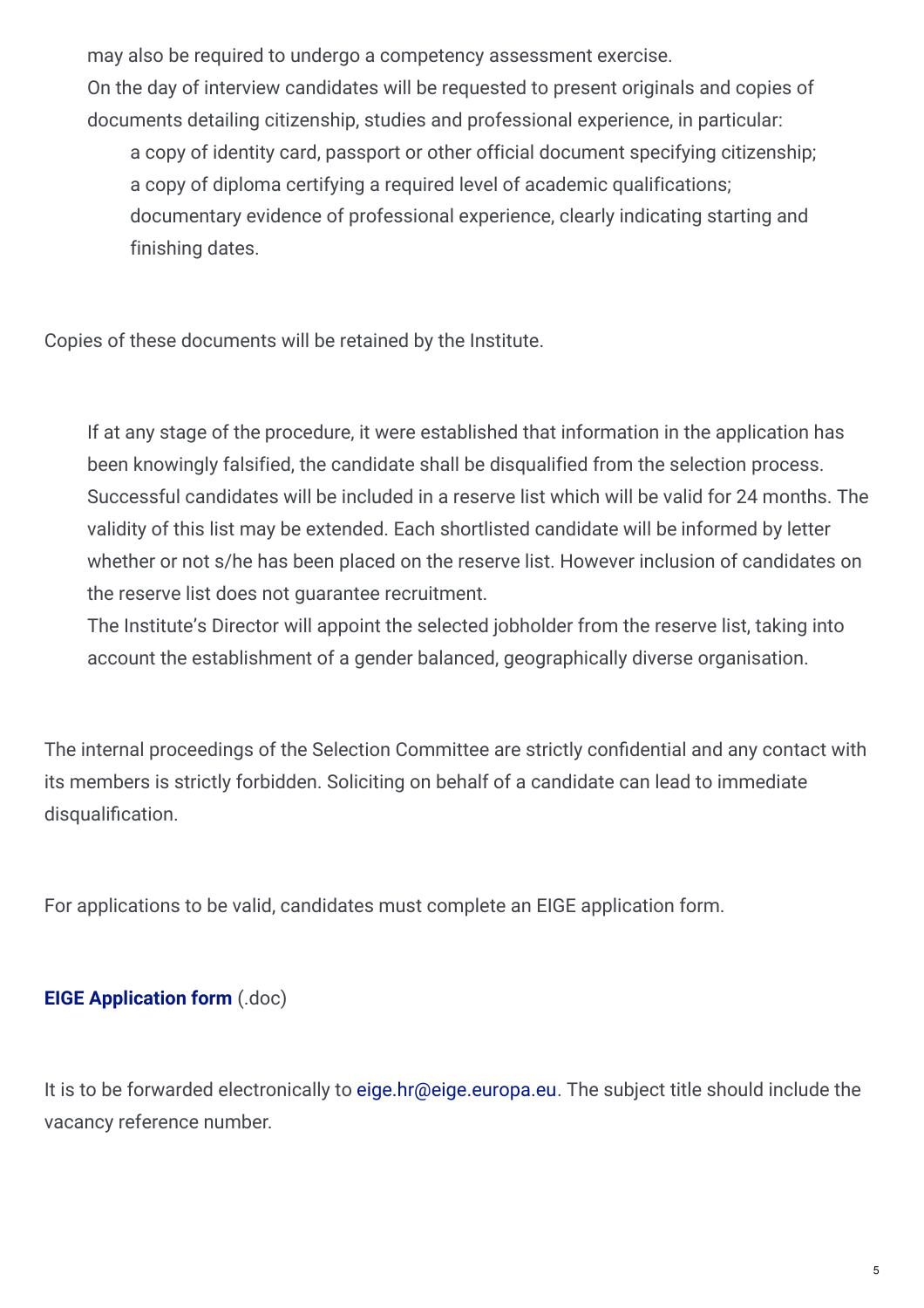may also be required to undergo a competency assessment exercise.

On the day of interview candidates will be requested to present originals and copies of documents detailing citizenship, studies and professional experience, in particular:

- a copy of identity card, passport or other official document specifying citizenship;
- a copy of diploma certifying a required level of academic qualifications;
- documentary evidence of professional experience, clearly indicating starting and finishing dates.

Copies of these documents will be retained by the Institute.

If at any stage of the procedure, it were established that information in the application has been knowingly falsified, the candidate shall be disqualified from the selection process.

Successful candidates will be included in a reserve list which will be valid for 24 months. The validity of this list may be extended. Each shortlisted candidate will be informed by letter whether or not s/he has been placed on the reserve list. However inclusion of candidates on the reserve list does not guarantee recruitment.

The Institute's Director will appoint the selected jobholder from the reserve list, taking into account the establishment of a gender balanced, geographically diverse organisation.

The internal proceedings of the Selection Committee are strictly confidential and any contact with its members is strictly forbidden. Soliciting on behalf of a candidate can lead to immediate disqualification.

For applications to be valid, candidates must complete an EIGE application form.

**EIGE Application form** (.doc)

It is to be forwarded electronically to eige.hr@eige.europa.eu. The subject title should include the vacancy reference number.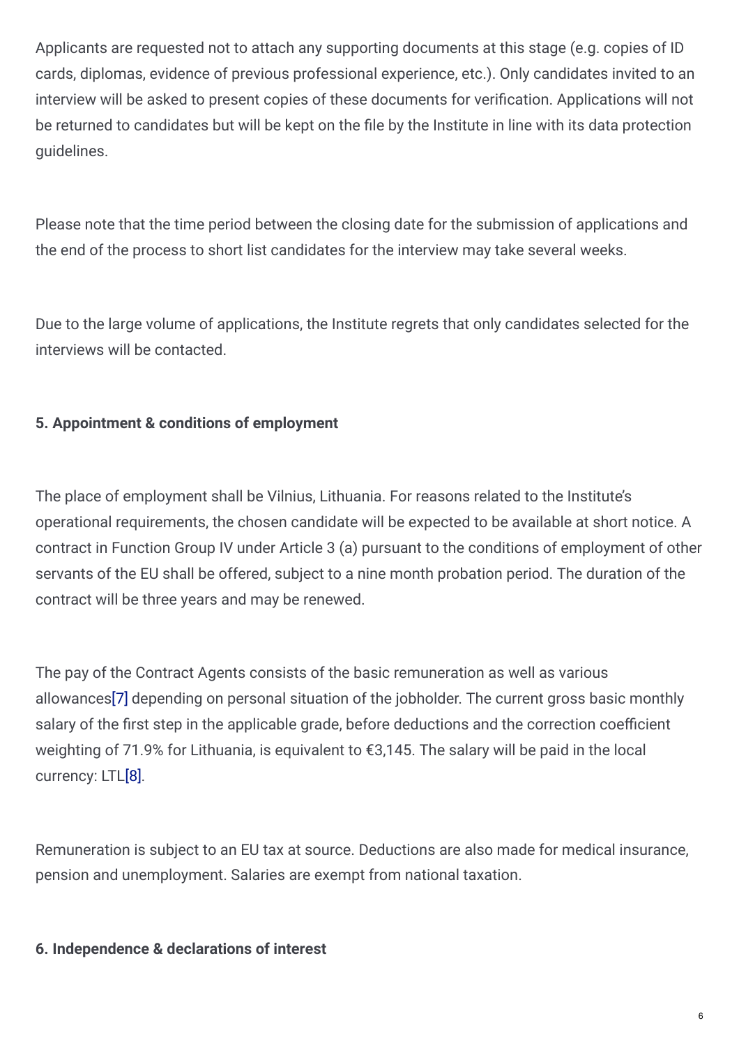Applicants are requested not to attach any supporting documents at this stage (e.g. copies of ID cards, diplomas, evidence of previous professional experience, etc.). Only candidates invited to an interview will be asked to present copies of these documents for verification. Applications will not be returned to candidates but will be kept on the file by the Institute in line with its data protection guidelines.

Please note that the time period between the closing date for the submission of applications and the end of the process to short list candidates for the interview may take several weeks.

Due to the large volume of applications, the Institute regrets that only candidates selected for the interviews will be contacted.

**5. Appointment & conditions of employment**

The place of employment shall be Vilnius, Lithuania. For reasons related to the Institute's operational requirements, the chosen candidate will be expected to be available at short notice. A contract in Function Group IV under Article 3 (a) pursuant to the conditions of employment of other servants of the EU shall be offered, subject to a nine month probation period. The duration of the contract will be three years and may be renewed.

The pay of the Contract Agents consists of the basic remuneration as well as various allowances[7] depending on personal situation of the jobholder. The current gross basic monthly salary of the first step in the applicable grade, before deductions and the correction coefficient weighting of 71.9% for Lithuania, is equivalent to €3,145. The salary will be paid in the local currency: LTL[8].

Remuneration is subject to an EU tax at source. Deductions are also made for medical insurance, pension and unemployment. Salaries are exempt from national taxation.

**6. Independence & declarations of interest**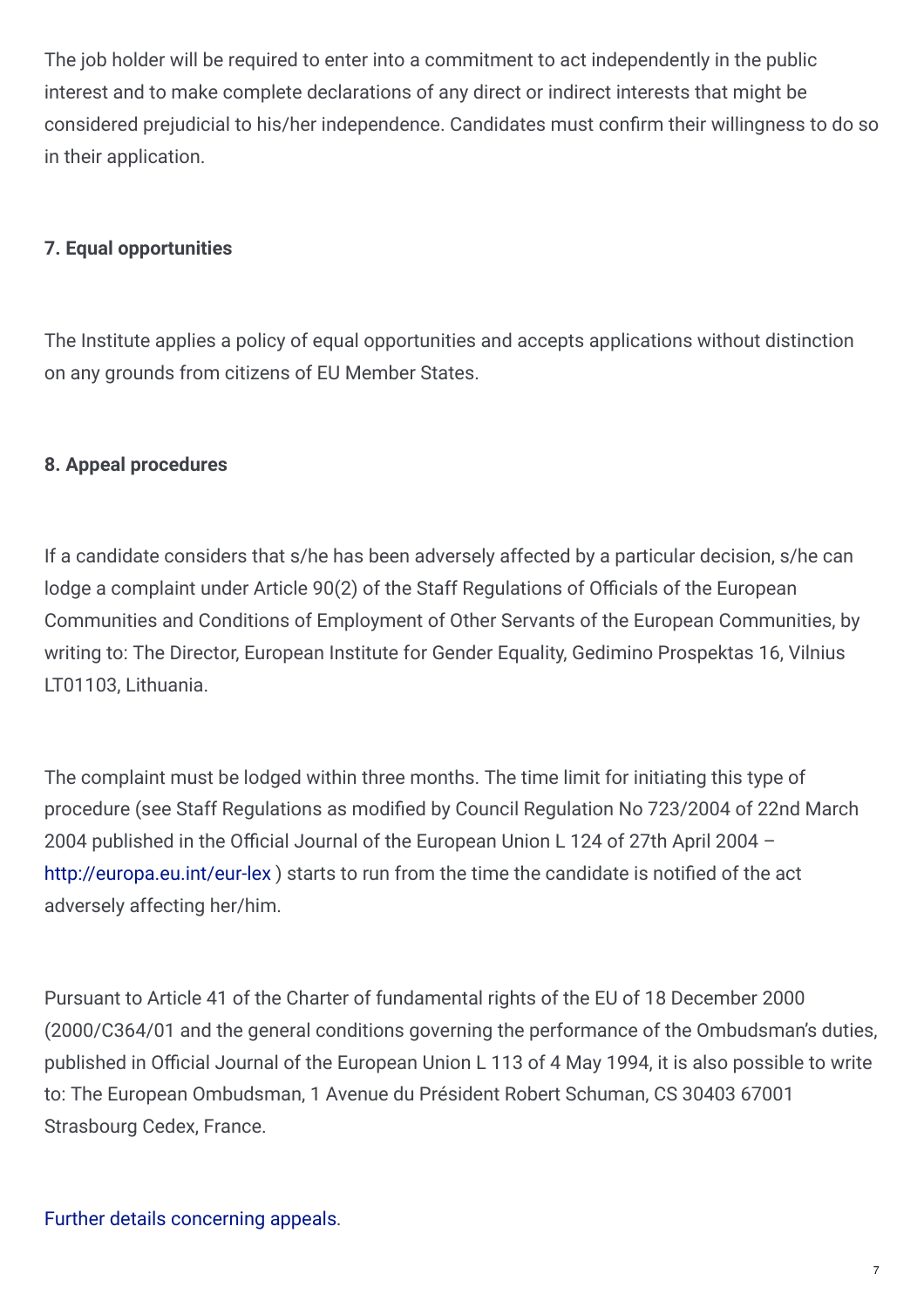The job holder will be required to enter into a commitment to act independently in the public interest and to make complete declarations of any direct or indirect interests that might be considered prejudicial to his/her independence. Candidates must confirm their willingness to do so in their application.

**7. Equal opportunities**

The Institute applies a policy of equal opportunities and accepts applications without distinction on any grounds from citizens of EU Member States.

**8. Appeal procedures**

If a candidate considers that s/he has been adversely affected by a particular decision, s/he can lodge a complaint under Article 90(2) of the Staff Regulations of Officials of the European Communities and Conditions of Employment of Other Servants of the European Communities, by writing to: The Director, European Institute for Gender Equality, Gedimino Prospektas 16, Vilnius LT01103, Lithuania.

The complaint must be lodged within three months. The time limit for initiating this type of procedure (see Staff Regulations as modified by Council Regulation No 723/2004 of 22nd March 2004 published in the Official Journal of the European Union L 124 of 27th April 2004 – http://europa.eu.int/eur-lex ) starts to run from the time the candidate is notified of the act adversely affecting her/him.

Pursuant to Article 41 of the Charter of fundamental rights of the EU of 18 December 2000 (2000/C364/01 and the general conditions governing the performance of the Ombudsman's duties, published in Official Journal of the European Union L 113 of 4 May 1994, it is also possible to write to: The European Ombudsman, 1 Avenue du Président Robert Schuman, CS 30403 67001 Strasbourg Cedex, France.

Further details concerning appeals.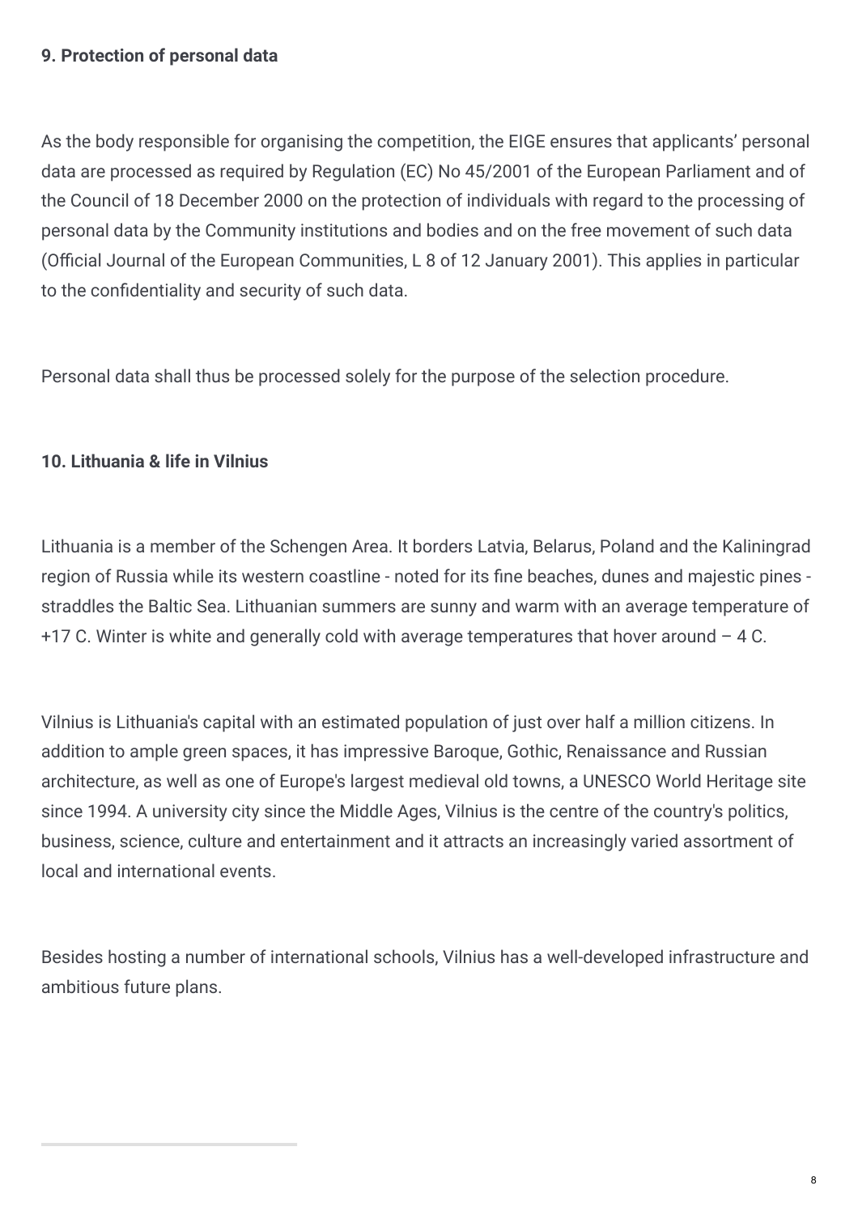**9. Protection of personal data**

As the body responsible for organising the competition, the EIGE ensures that applicants' personal data are processed as required by Regulation (EC) No 45/2001 of the European Parliament and of the Council of 18 December 2000 on the protection of individuals with regard to the processing of personal data by the Community institutions and bodies and on the free movement of such data (Official Journal of the European Communities, L 8 of 12 January 2001). This applies in particular to the confidentiality and security of such data.

Personal data shall thus be processed solely for the purpose of the selection procedure.

**10. Lithuania & life in Vilnius**

Lithuania is a member of the Schengen Area. It borders Latvia, Belarus, Poland and the Kaliningrad region of Russia while its western coastline - noted for its fine beaches, dunes and majestic pines - straddles the Baltic Sea. Lithuanian summers are sunny and warm with an average temperature of +17 C. Winter is white and generally cold with average temperatures that hover around – 4 C.

Vilnius is Lithuania's capital with an estimated population of just over half a million citizens. In addition to ample green spaces, it has impressive Baroque, Gothic, Renaissance and Russian architecture, as well as one of Europe's largest medieval old towns, a UNESCO World Heritage site since 1994. A university city since the Middle Ages, Vilnius is the centre of the country's politics, business, science, culture and entertainment and it attracts an increasingly varied assortment of local and international events.

Besides hosting a number of international schools, Vilnius has a well-developed infrastructure and ambitious future plans.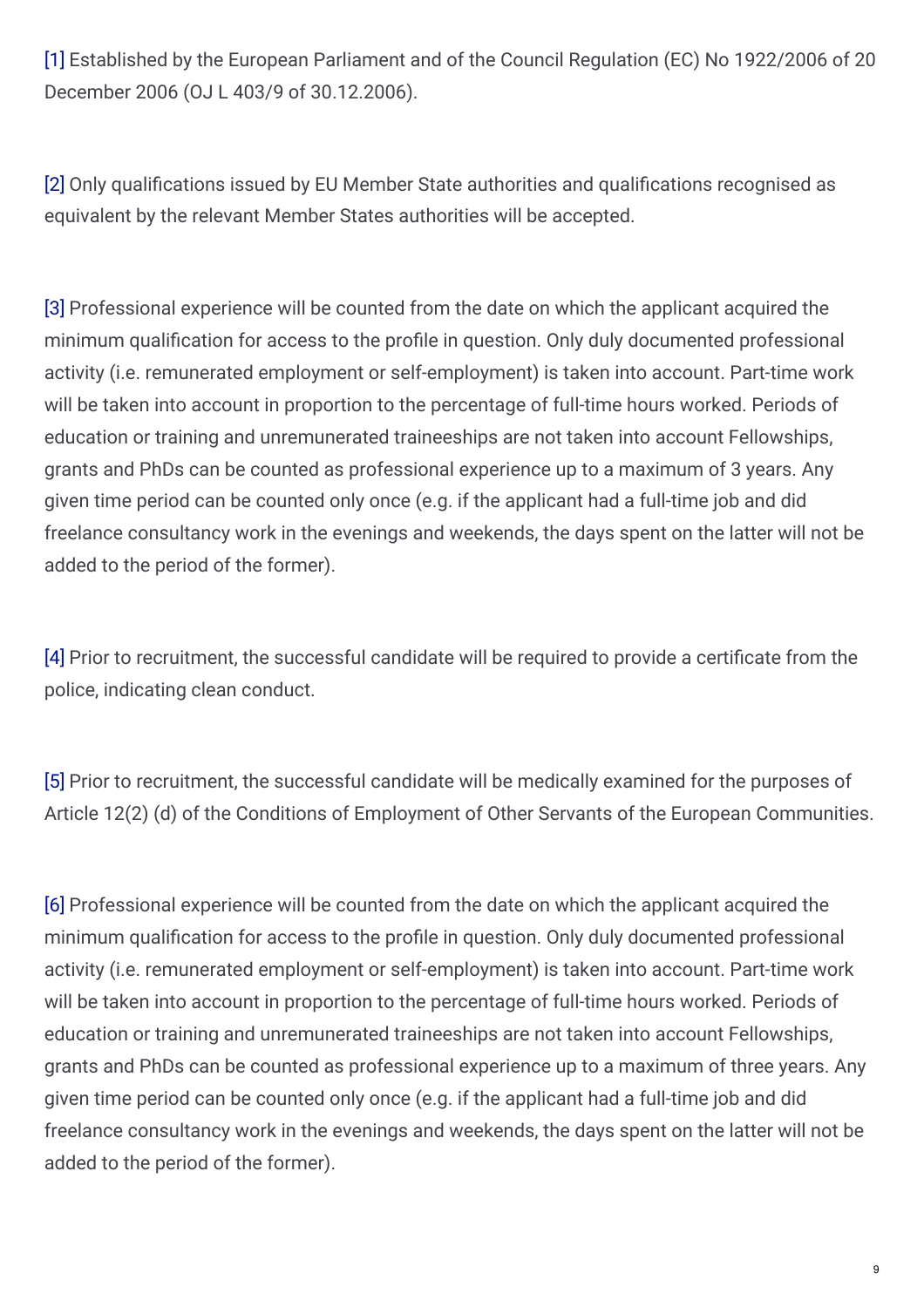[1] Established by the European Parliament and of the Council Regulation (EC) No 1922/2006 of 20 December 2006 (OJ L 403/9 of 30.12.2006).

[2] Only qualifications issued by EU Member State authorities and qualifications recognised as equivalent by the relevant Member States authorities will be accepted.

[3] Professional experience will be counted from the date on which the applicant acquired the minimum qualification for access to the profile in question. Only duly documented professional activity (i.e. remunerated employment or self-employment) is taken into account. Part-time work will be taken into account in proportion to the percentage of full-time hours worked. Periods of education or training and unremunerated traineeships are not taken into account Fellowships, grants and PhDs can be counted as professional experience up to a maximum of 3 years. Any given time period can be counted only once (e.g. if the applicant had a full-time job and did freelance consultancy work in the evenings and weekends, the days spent on the latter will not be added to the period of the former).

[4] Prior to recruitment, the successful candidate will be required to provide a certificate from the police, indicating clean conduct.

[5] Prior to recruitment, the successful candidate will be medically examined for the purposes of Article 12(2) (d) of the Conditions of Employment of Other Servants of the European Communities.

[6] Professional experience will be counted from the date on which the applicant acquired the minimum qualification for access to the profile in question. Only duly documented professional activity (i.e. remunerated employment or self-employment) is taken into account. Part-time work will be taken into account in proportion to the percentage of full-time hours worked. Periods of education or training and unremunerated traineeships are not taken into account Fellowships, grants and PhDs can be counted as professional experience up to a maximum of three years. Any given time period can be counted only once (e.g. if the applicant had a full-time job and did freelance consultancy work in the evenings and weekends, the days spent on the latter will not be added to the period of the former).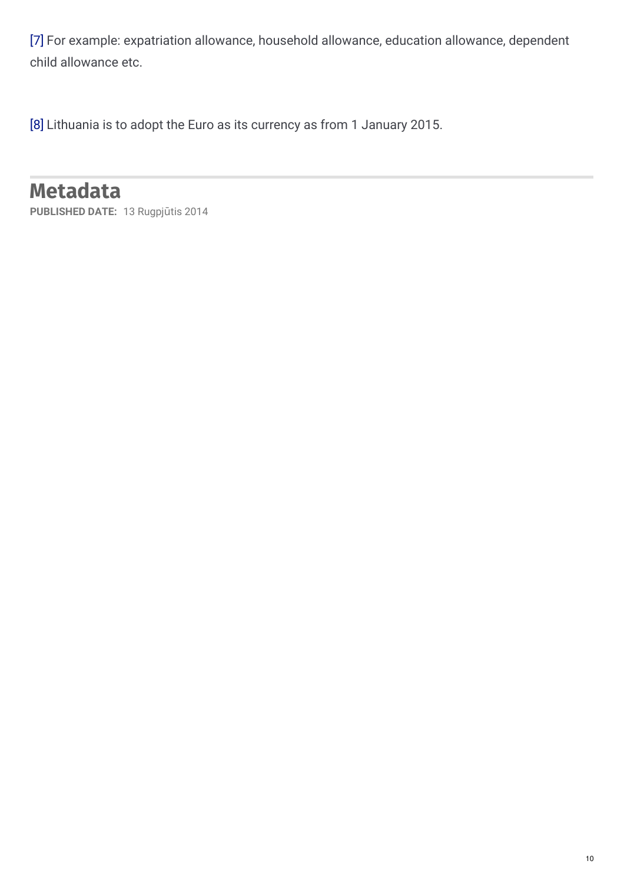[7] For example: expatriation allowance, household allowance, education allowance, dependent child allowance etc.

[8] Lithuania is to adopt the Euro as its currency as from 1 January 2015.

## Metadata

**PUBLISHED DATE:** 13 Rugpjūtis 2014